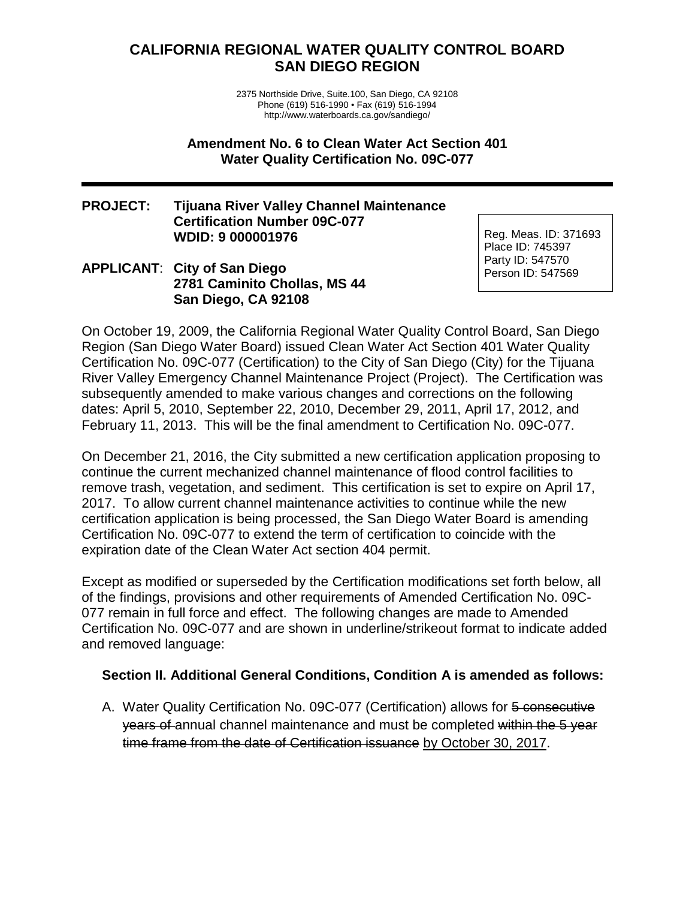# CALIFORNIA REGIONAL WATER QUALITY CONTROL BOARD
# SAN DIEGO REGION

2375 Northside Drive, Suite.100, San Diego, CA 92108
Phone (619) 516-1990 • Fax (619) 516-1994
http://www.waterboards.ca.gov/sandiego/

## Amendment No. 6 to Clean Water Act Section 401 Water Quality Certification No. 09C-077

**PROJECT: Tijuana River Valley Channel Maintenance**
**Certification Number 09C-077**
**WDID: 9 000001976**

**APPLICANT: City of San Diego**
**2781 Caminito Chollas, MS 44**
**San Diego, CA 92108**

Reg. Meas. ID: 371693
Place ID: 745397
Party ID: 547570
Person ID: 547569

On October 19, 2009, the California Regional Water Quality Control Board, San Diego Region (San Diego Water Board) issued Clean Water Act Section 401 Water Quality Certification No. 09C-077 (Certification) to the City of San Diego (City) for the Tijuana River Valley Emergency Channel Maintenance Project (Project). The Certification was subsequently amended to make various changes and corrections on the following dates: April 5, 2010, September 22, 2010, December 29, 2011, April 17, 2012, and February 11, 2013. This will be the final amendment to Certification No. 09C-077.

On December 21, 2016, the City submitted a new certification application proposing to continue the current mechanized channel maintenance of flood control facilities to remove trash, vegetation, and sediment. This certification is set to expire on April 17, 2017. To allow current channel maintenance activities to continue while the new certification application is being processed, the San Diego Water Board is amending Certification No. 09C-077 to extend the term of certification to coincide with the expiration date of the Clean Water Act section 404 permit.

Except as modified or superseded by the Certification modifications set forth below, all of the findings, provisions and other requirements of Amended Certification No. 09C-077 remain in full force and effect. The following changes are made to Amended Certification No. 09C-077 and are shown in underline/strikeout format to indicate added and removed language:

**Section II. Additional General Conditions, Condition A is amended as follows:**

A. Water Quality Certification No. 09C-077 (Certification) allows for ~~5 consecutive years of~~ annual channel maintenance and must be completed ~~within the 5 year time frame from the date of Certification issuance~~ <u>by October 30, 2017</u>.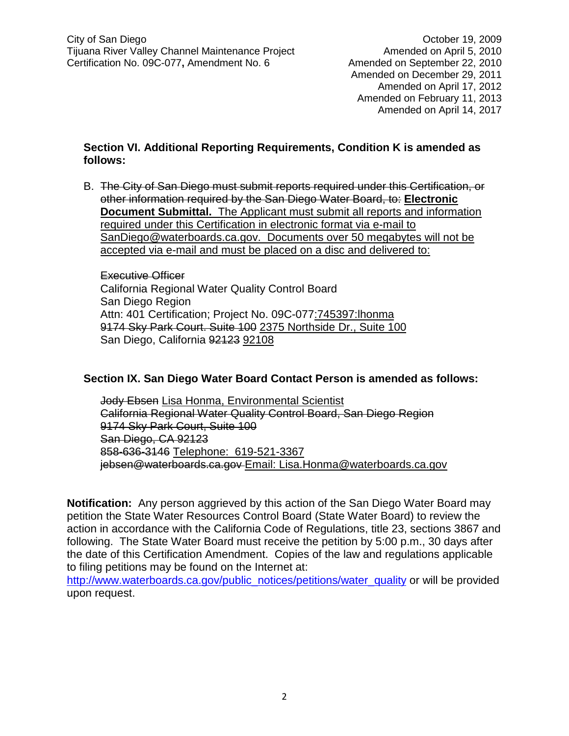**Section VI. Additional Reporting Requirements, Condition K is amended as follows:**

B. ~~The City of San Diego must submit reports required under this Certification, or other information required by the San Diego Water Board, to:~~ **Electronic Document Submittal.** The Applicant must submit all reports and information required under this Certification in electronic format via e-mail to SanDiego@waterboards.ca.gov. Documents over 50 megabytes will not be accepted via e-mail and must be placed on a disc and delivered to:

~~Executive Officer~~
California Regional Water Quality Control Board
San Diego Region
Attn: 401 Certification; Project No. 09C-077:745397:lhonma
~~9174 Sky Park Court. Suite 100~~ 2375 Northside Dr., Suite 100
San Diego, California ~~92123~~ 92108

**Section IX. San Diego Water Board Contact Person is amended as follows:**

~~Jody Ebsen~~ Lisa Honma, Environmental Scientist
~~California Regional Water Quality Control Board, San Diego Region~~
~~9174 Sky Park Court, Suite 100~~
~~San Diego, CA 92123~~
~~858-636-3146~~ Telephone: 619-521-3367
~~jebsen@waterboards.ca.gov~~ Email: Lisa.Honma@waterboards.ca.gov

**Notification:** Any person aggrieved by this action of the San Diego Water Board may petition the State Water Resources Control Board (State Water Board) to review the action in accordance with the California Code of Regulations, title 23, sections 3867 and following. The State Water Board must receive the petition by 5:00 p.m., 30 days after the date of this Certification Amendment. Copies of the law and regulations applicable to filing petitions may be found on the Internet at: http://www.waterboards.ca.gov/public_notices/petitions/water_quality or will be provided upon request.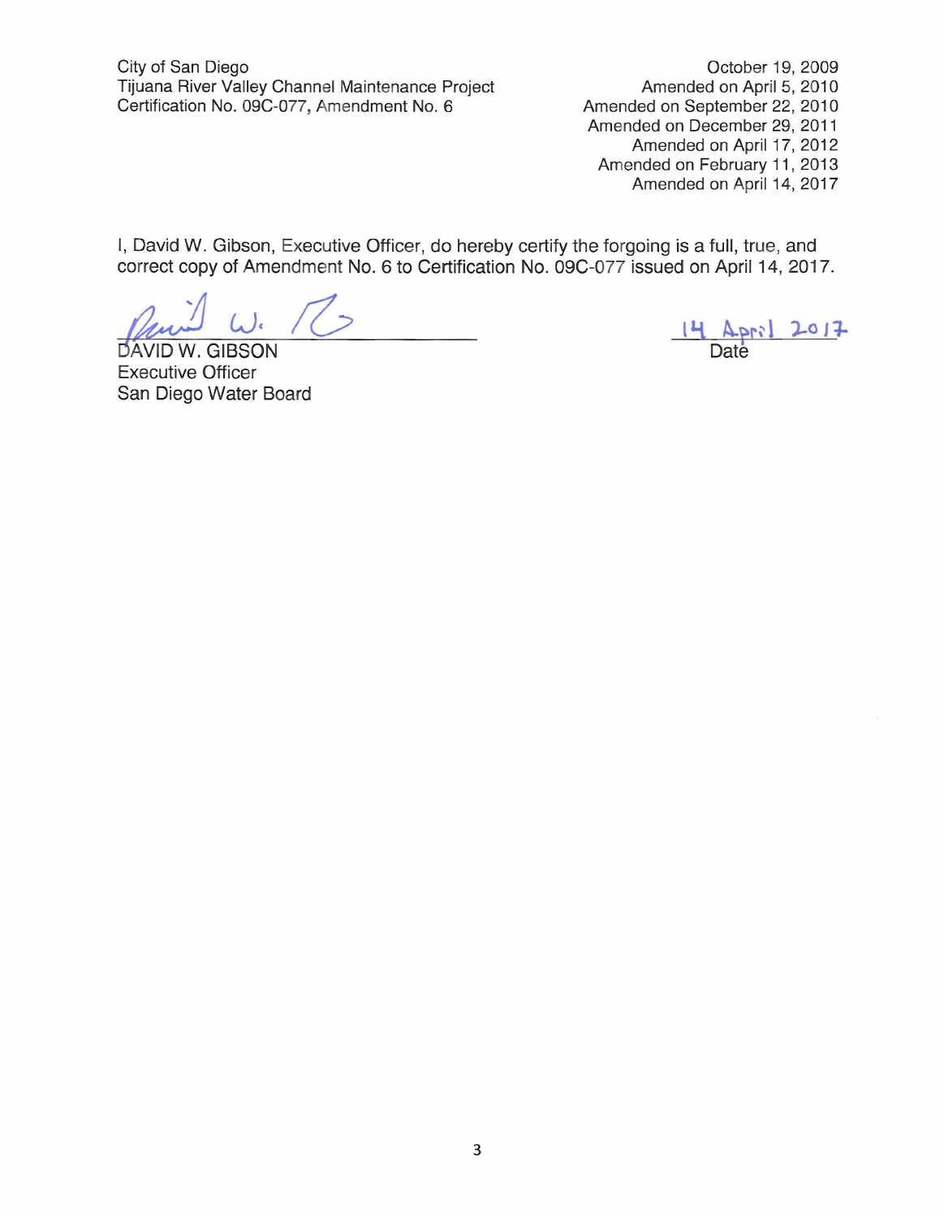City of San Diego
Tijuana River Valley Channel Maintenance Project
Certification No. 09C-077, Amendment No. 6

October 19, 2009
Amended on April 5, 2010
Amended on September 22, 2010
Amended on December 29, 2011
Amended on April 17, 2012
Amended on February 11, 2013
Amended on April 14, 2017

I, David W. Gibson, Executive Officer, do hereby certify the forgoing is a full, true, and correct copy of Amendment No. 6 to Certification No. 09C-077 issued on April 14, 2017.

DAVID W. GIBSON
Executive Officer
San Diego Water Board

14 April 2017
Date